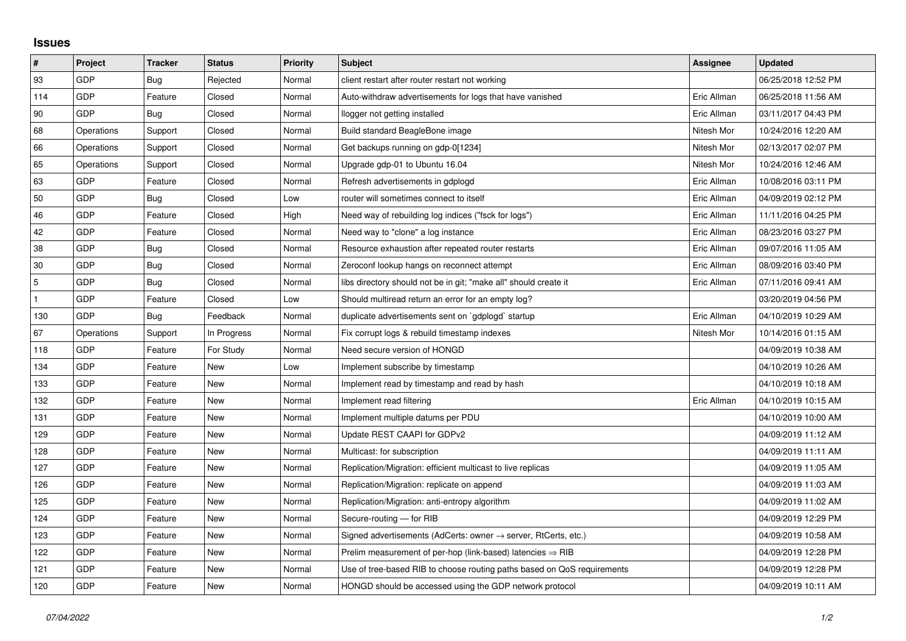# Issues

| # | Project | Tracker | Status | Priority | Subject | Assignee | Updated |
|---|---|---|---|---|---|---|---|
| 93 | GDP | Bug | Rejected | Normal | client restart after router restart not working | | 06/25/2018 12:52 PM |
| 114 | GDP | Feature | Closed | Normal | Auto-withdraw advertisements for logs that have vanished | Eric Allman | 06/25/2018 11:56 AM |
| 90 | GDP | Bug | Closed | Normal | llogger not getting installed | Eric Allman | 03/11/2017 04:43 PM |
| 68 | Operations | Support | Closed | Normal | Build standard BeagleBone image | Nitesh Mor | 10/24/2016 12:20 AM |
| 66 | Operations | Support | Closed | Normal | Get backups running on gdp-0[1234] | Nitesh Mor | 02/13/2017 02:07 PM |
| 65 | Operations | Support | Closed | Normal | Upgrade gdp-01 to Ubuntu 16.04 | Nitesh Mor | 10/24/2016 12:46 AM |
| 63 | GDP | Feature | Closed | Normal | Refresh advertisements in gdplogd | Eric Allman | 10/08/2016 03:11 PM |
| 50 | GDP | Bug | Closed | Low | router will sometimes connect to itself | Eric Allman | 04/09/2019 02:12 PM |
| 46 | GDP | Feature | Closed | High | Need way of rebuilding log indices ("fsck for logs") | Eric Allman | 11/11/2016 04:25 PM |
| 42 | GDP | Feature | Closed | Normal | Need way to "clone" a log instance | Eric Allman | 08/23/2016 03:27 PM |
| 38 | GDP | Bug | Closed | Normal | Resource exhaustion after repeated router restarts | Eric Allman | 09/07/2016 11:05 AM |
| 30 | GDP | Bug | Closed | Normal | Zeroconf lookup hangs on reconnect attempt | Eric Allman | 08/09/2016 03:40 PM |
| 5 | GDP | Bug | Closed | Normal | libs directory should not be in git; "make all" should create it | Eric Allman | 07/11/2016 09:41 AM |
| 1 | GDP | Feature | Closed | Low | Should multiread return an error for an empty log? | | 03/20/2019 04:56 PM |
| 130 | GDP | Bug | Feedback | Normal | duplicate advertisements sent on `gdplogd` startup | Eric Allman | 04/10/2019 10:29 AM |
| 67 | Operations | Support | In Progress | Normal | Fix corrupt logs & rebuild timestamp indexes | Nitesh Mor | 10/14/2016 01:15 AM |
| 118 | GDP | Feature | For Study | Normal | Need secure version of HONGD | | 04/09/2019 10:38 AM |
| 134 | GDP | Feature | New | Low | Implement subscribe by timestamp | | 04/10/2019 10:26 AM |
| 133 | GDP | Feature | New | Normal | Implement read by timestamp and read by hash | | 04/10/2019 10:18 AM |
| 132 | GDP | Feature | New | Normal | Implement read filtering | Eric Allman | 04/10/2019 10:15 AM |
| 131 | GDP | Feature | New | Normal | Implement multiple datums per PDU | | 04/10/2019 10:00 AM |
| 129 | GDP | Feature | New | Normal | Update REST CAAPI for GDPv2 | | 04/09/2019 11:12 AM |
| 128 | GDP | Feature | New | Normal | Multicast: for subscription | | 04/09/2019 11:11 AM |
| 127 | GDP | Feature | New | Normal | Replication/Migration: efficient multicast to live replicas | | 04/09/2019 11:05 AM |
| 126 | GDP | Feature | New | Normal | Replication/Migration: replicate on append | | 04/09/2019 11:03 AM |
| 125 | GDP | Feature | New | Normal | Replication/Migration: anti-entropy algorithm | | 04/09/2019 11:02 AM |
| 124 | GDP | Feature | New | Normal | Secure-routing — for RIB | | 04/09/2019 12:29 PM |
| 123 | GDP | Feature | New | Normal | Signed advertisements (AdCerts: owner → server, RtCerts, etc.) | | 04/09/2019 10:58 AM |
| 122 | GDP | Feature | New | Normal | Prelim measurement of per-hop (link-based) latencies ⇒ RIB | | 04/09/2019 12:28 PM |
| 121 | GDP | Feature | New | Normal | Use of tree-based RIB to choose routing paths based on QoS requirements | | 04/09/2019 12:28 PM |
| 120 | GDP | Feature | New | Normal | HONGD should be accessed using the GDP network protocol | | 04/09/2019 10:11 AM |

*07/04/2022*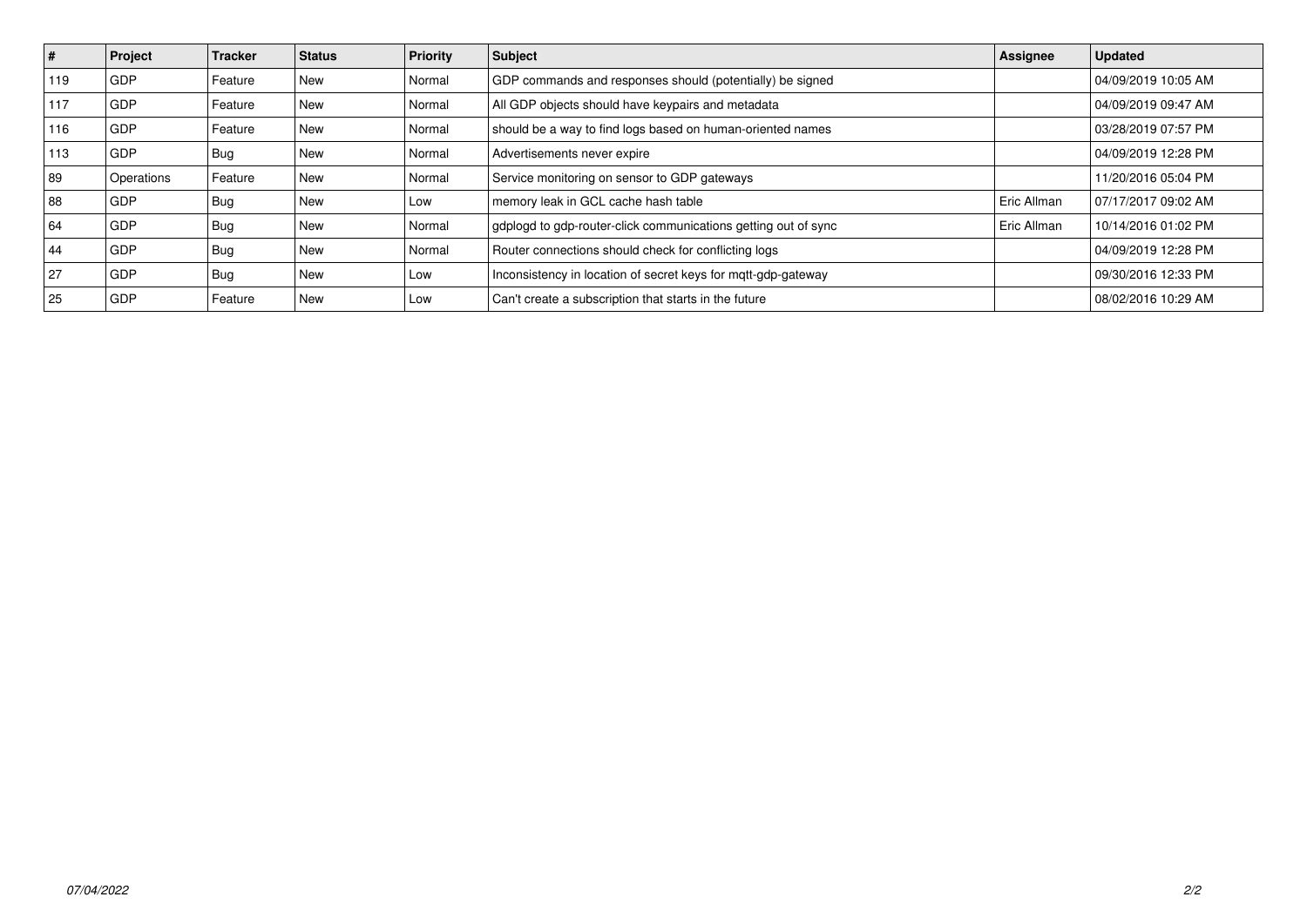| # | Project | Tracker | Status | Priority | Subject | Assignee | Updated |
|---|---|---|---|---|---|---|---|
| 119 | GDP | Feature | New | Normal | GDP commands and responses should (potentially) be signed | | 04/09/2019 10:05 AM |
| 117 | GDP | Feature | New | Normal | All GDP objects should have keypairs and metadata | | 04/09/2019 09:47 AM |
| 116 | GDP | Feature | New | Normal | should be a way to find logs based on human-oriented names | | 03/28/2019 07:57 PM |
| 113 | GDP | Bug | New | Normal | Advertisements never expire | | 04/09/2019 12:28 PM |
| 89 | Operations | Feature | New | Normal | Service monitoring on sensor to GDP gateways | | 11/20/2016 05:04 PM |
| 88 | GDP | Bug | New | Low | memory leak in GCL cache hash table | Eric Allman | 07/17/2017 09:02 AM |
| 64 | GDP | Bug | New | Normal | gdplogd to gdp-router-click communications getting out of sync | Eric Allman | 10/14/2016 01:02 PM |
| 44 | GDP | Bug | New | Normal | Router connections should check for conflicting logs | | 04/09/2019 12:28 PM |
| 27 | GDP | Bug | New | Low | Inconsistency in location of secret keys for mqtt-gdp-gateway | | 09/30/2016 12:33 PM |
| 25 | GDP | Feature | New | Low | Can't create a subscription that starts in the future | | 08/02/2016 10:29 AM |

*07/04/2022*